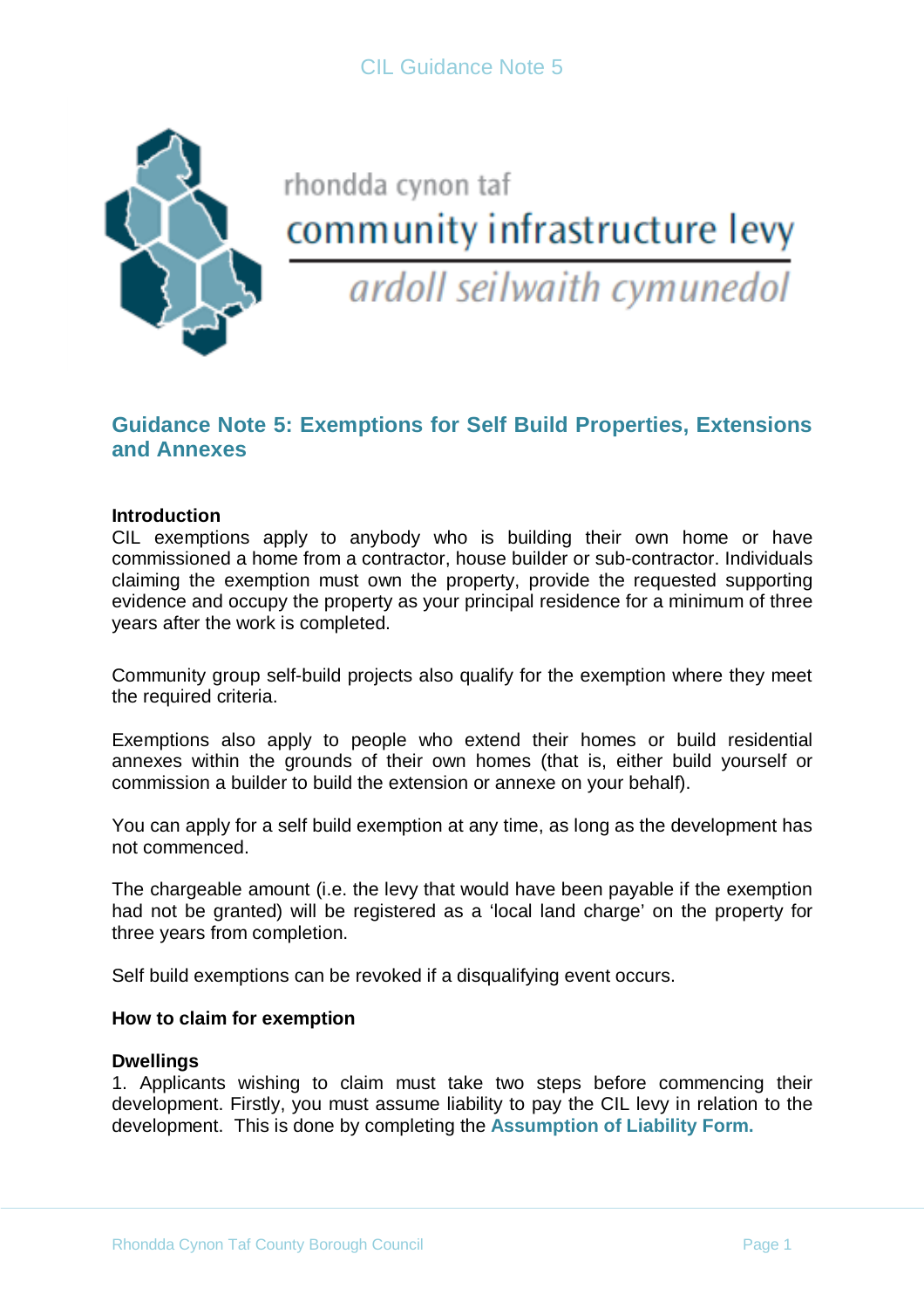rhondda cynon taf

community infrastructure levy

*ardoll seilwaith cymunedol*

## Guidance Note 5: Exemptions for Self Build Properties, Extensions and Annexes

**Introduction**

CIL exemptions apply to anybody who is building their own home or have commissioned a home from a contractor, house builder or sub-contractor. Individuals claiming the exemption must own the property, provide the requested supporting evidence and occupy the property as your principal residence for a minimum of three years after the work is completed.

Community group self-build projects also qualify for the exemption where they meet the required criteria.

Exemptions also apply to people who extend their homes or build residential annexes within the grounds of their own homes (that is, either build yourself or commission a builder to build the extension or annexe on your behalf).

You can apply for a self build exemption at any time, as long as the development has not commenced.

The chargeable amount (i.e. the levy that would have been payable if the exemption had not be granted) will be registered as a 'local land charge' on the property for three years from completion.

Self build exemptions can be revoked if a disqualifying event occurs.

**How to claim for exemption**

**Dwellings**

1. Applicants wishing to claim must take two steps before commencing their development. Firstly, you must assume liability to pay the CIL levy in relation to the development. This is done by completing the **Assumption of Liability Form.**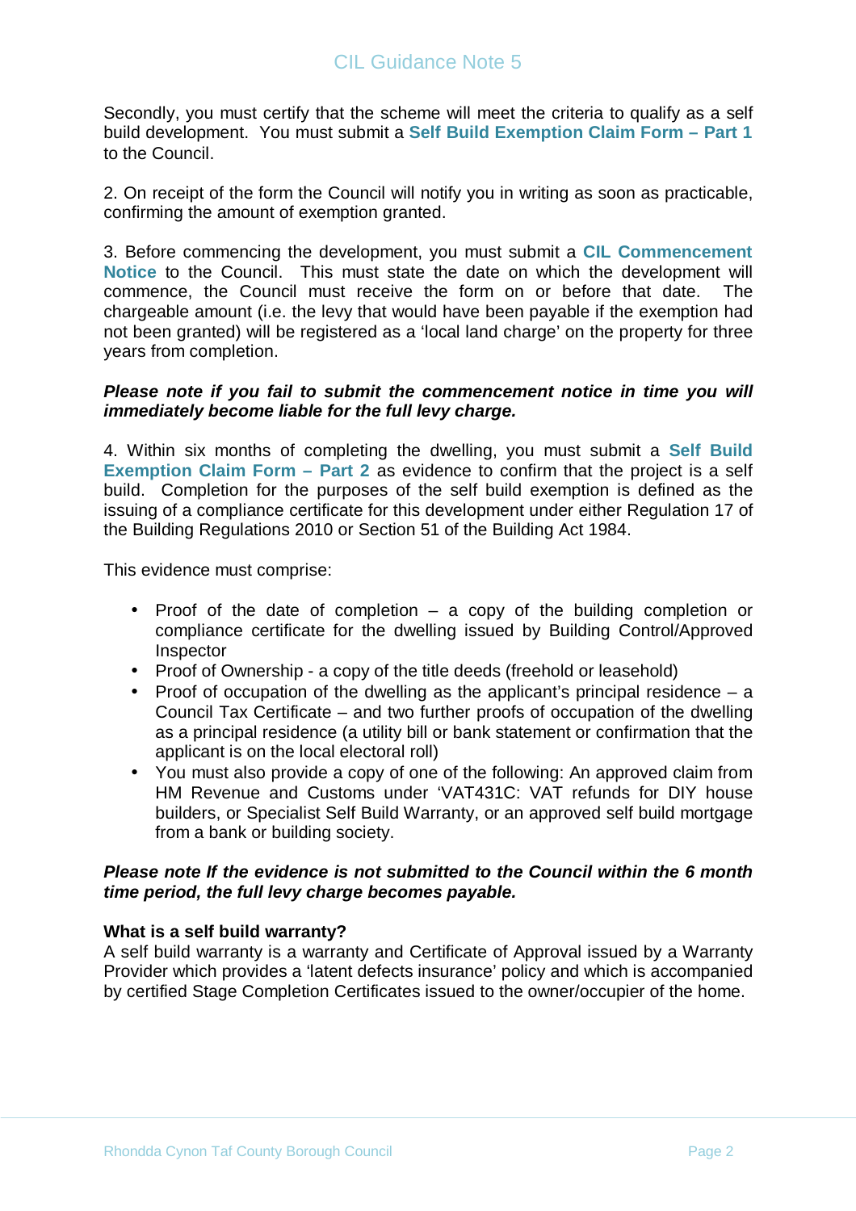Secondly, you must certify that the scheme will meet the criteria to qualify as a self build development. You must submit a **Self Build Exemption Claim Form – Part 1** to the Council.

2. On receipt of the form the Council will notify you in writing as soon as practicable, confirming the amount of exemption granted.

3. Before commencing the development, you must submit a **CIL Commencement Notice** to the Council. This must state the date on which the development will commence, the Council must receive the form on or before that date. The chargeable amount (i.e. the levy that would have been payable if the exemption had not been granted) will be registered as a 'local land charge' on the property for three years from completion.

***Please note if you fail to submit the commencement notice in time you will immediately become liable for the full levy charge.***

4. Within six months of completing the dwelling, you must submit a **Self Build Exemption Claim Form – Part 2** as evidence to confirm that the project is a self build. Completion for the purposes of the self build exemption is defined as the issuing of a compliance certificate for this development under either Regulation 17 of the Building Regulations 2010 or Section 51 of the Building Act 1984.

This evidence must comprise:

- Proof of the date of completion – a copy of the building completion or compliance certificate for the dwelling issued by Building Control/Approved Inspector
- Proof of Ownership - a copy of the title deeds (freehold or leasehold)
- Proof of occupation of the dwelling as the applicant's principal residence – a Council Tax Certificate – and two further proofs of occupation of the dwelling as a principal residence (a utility bill or bank statement or confirmation that the applicant is on the local electoral roll)
- You must also provide a copy of one of the following: An approved claim from HM Revenue and Customs under 'VAT431C: VAT refunds for DIY house builders, or Specialist Self Build Warranty, or an approved self build mortgage from a bank or building society.

***Please note If the evidence is not submitted to the Council within the 6 month time period, the full levy charge becomes payable.***

**What is a self build warranty?**

A self build warranty is a warranty and Certificate of Approval issued by a Warranty Provider which provides a 'latent defects insurance' policy and which is accompanied by certified Stage Completion Certificates issued to the owner/occupier of the home.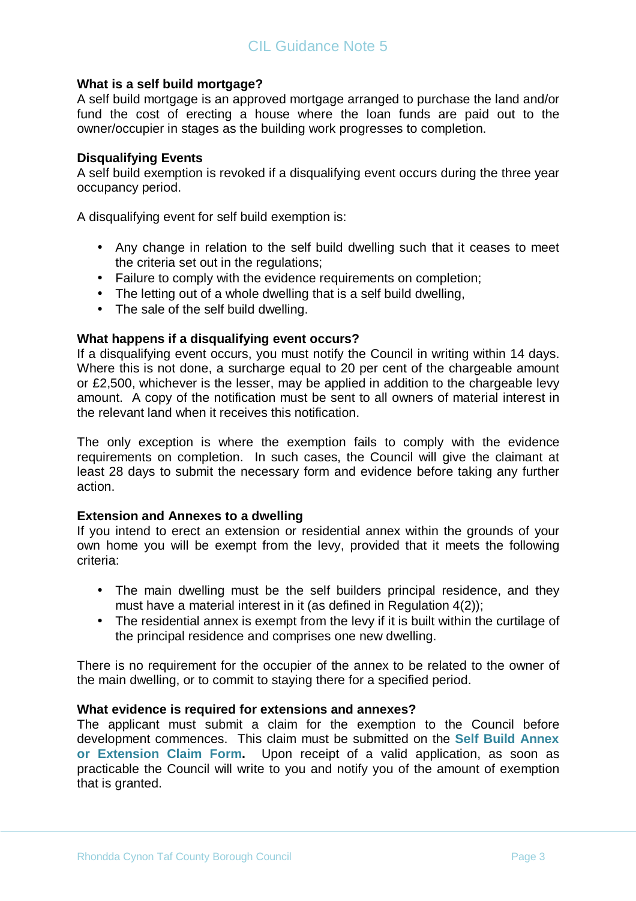### What is a self build mortgage?

A self build mortgage is an approved mortgage arranged to purchase the land and/or fund the cost of erecting a house where the loan funds are paid out to the owner/occupier in stages as the building work progresses to completion.

### Disqualifying Events

A self build exemption is revoked if a disqualifying event occurs during the three year occupancy period.

A disqualifying event for self build exemption is:

- Any change in relation to the self build dwelling such that it ceases to meet the criteria set out in the regulations;
- Failure to comply with the evidence requirements on completion;
- The letting out of a whole dwelling that is a self build dwelling,
- The sale of the self build dwelling.

### What happens if a disqualifying event occurs?

If a disqualifying event occurs, you must notify the Council in writing within 14 days. Where this is not done, a surcharge equal to 20 per cent of the chargeable amount or £2,500, whichever is the lesser, may be applied in addition to the chargeable levy amount. A copy of the notification must be sent to all owners of material interest in the relevant land when it receives this notification.

The only exception is where the exemption fails to comply with the evidence requirements on completion. In such cases, the Council will give the claimant at least 28 days to submit the necessary form and evidence before taking any further action.

### Extension and Annexes to a dwelling

If you intend to erect an extension or residential annex within the grounds of your own home you will be exempt from the levy, provided that it meets the following criteria:

- The main dwelling must be the self builders principal residence, and they must have a material interest in it (as defined in Regulation 4(2));
- The residential annex is exempt from the levy if it is built within the curtilage of the principal residence and comprises one new dwelling.

There is no requirement for the occupier of the annex to be related to the owner of the main dwelling, or to commit to staying there for a specified period.

### What evidence is required for extensions and annexes?

The applicant must submit a claim for the exemption to the Council before development commences. This claim must be submitted on the **Self Build Annex or Extension Claim Form.** Upon receipt of a valid application, as soon as practicable the Council will write to you and notify you of the amount of exemption that is granted.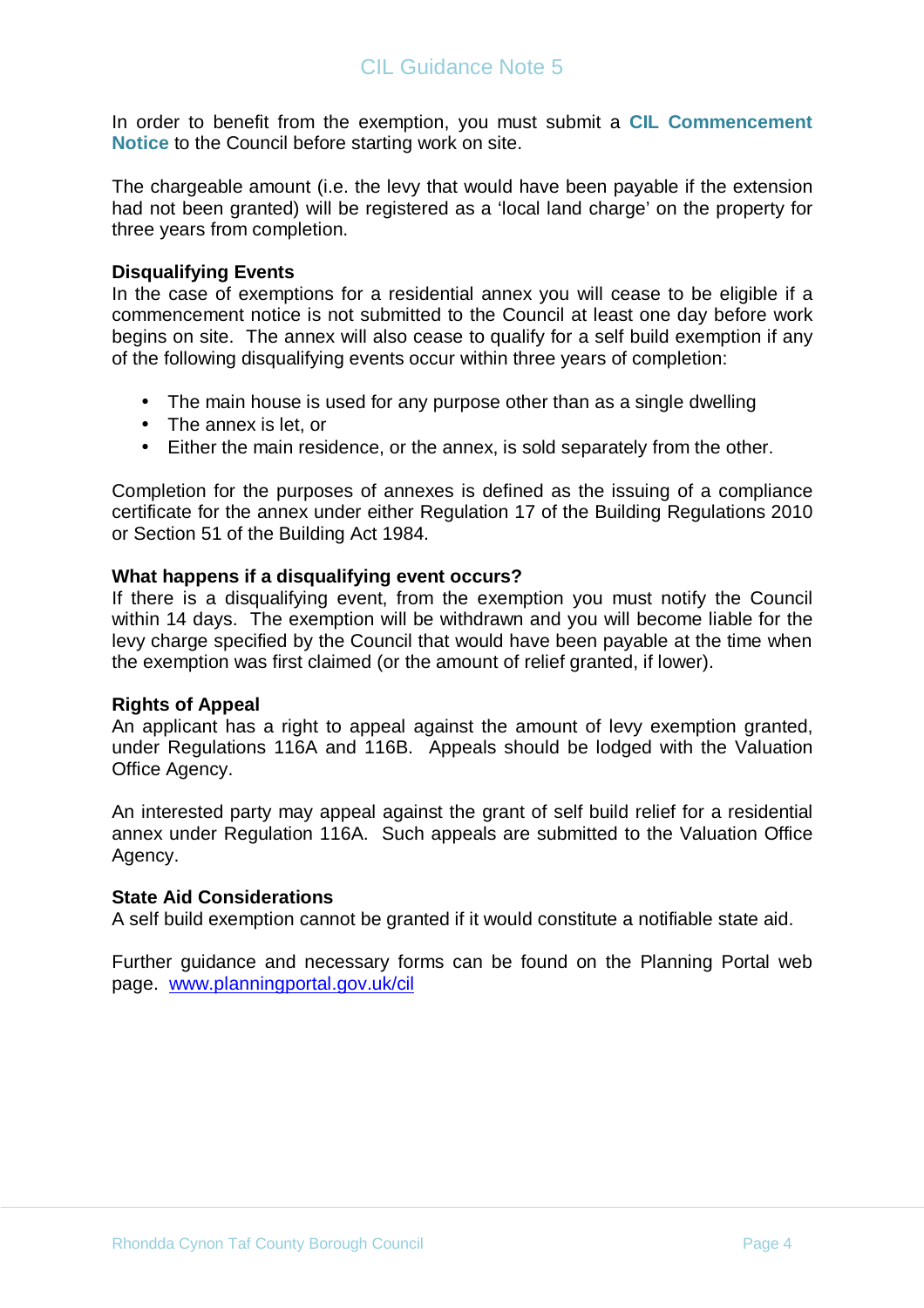In order to benefit from the exemption, you must submit a **CIL Commencement Notice** to the Council before starting work on site.

The chargeable amount (i.e. the levy that would have been payable if the extension had not been granted) will be registered as a 'local land charge' on the property for three years from completion.

**Disqualifying Events**

In the case of exemptions for a residential annex you will cease to be eligible if a commencement notice is not submitted to the Council at least one day before work begins on site. The annex will also cease to qualify for a self build exemption if any of the following disqualifying events occur within three years of completion:

- The main house is used for any purpose other than as a single dwelling
- The annex is let, or
- Either the main residence, or the annex, is sold separately from the other.

Completion for the purposes of annexes is defined as the issuing of a compliance certificate for the annex under either Regulation 17 of the Building Regulations 2010 or Section 51 of the Building Act 1984.

**What happens if a disqualifying event occurs?**

If there is a disqualifying event, from the exemption you must notify the Council within 14 days. The exemption will be withdrawn and you will become liable for the levy charge specified by the Council that would have been payable at the time when the exemption was first claimed (or the amount of relief granted, if lower).

**Rights of Appeal**

An applicant has a right to appeal against the amount of levy exemption granted, under Regulations 116A and 116B. Appeals should be lodged with the Valuation Office Agency.

An interested party may appeal against the grant of self build relief for a residential annex under Regulation 116A. Such appeals are submitted to the Valuation Office Agency.

**State Aid Considerations**

A self build exemption cannot be granted if it would constitute a notifiable state aid.

Further guidance and necessary forms can be found on the Planning Portal web page. [www.planningportal.gov.uk/cil](http://www.planningportal.gov.uk/cil)